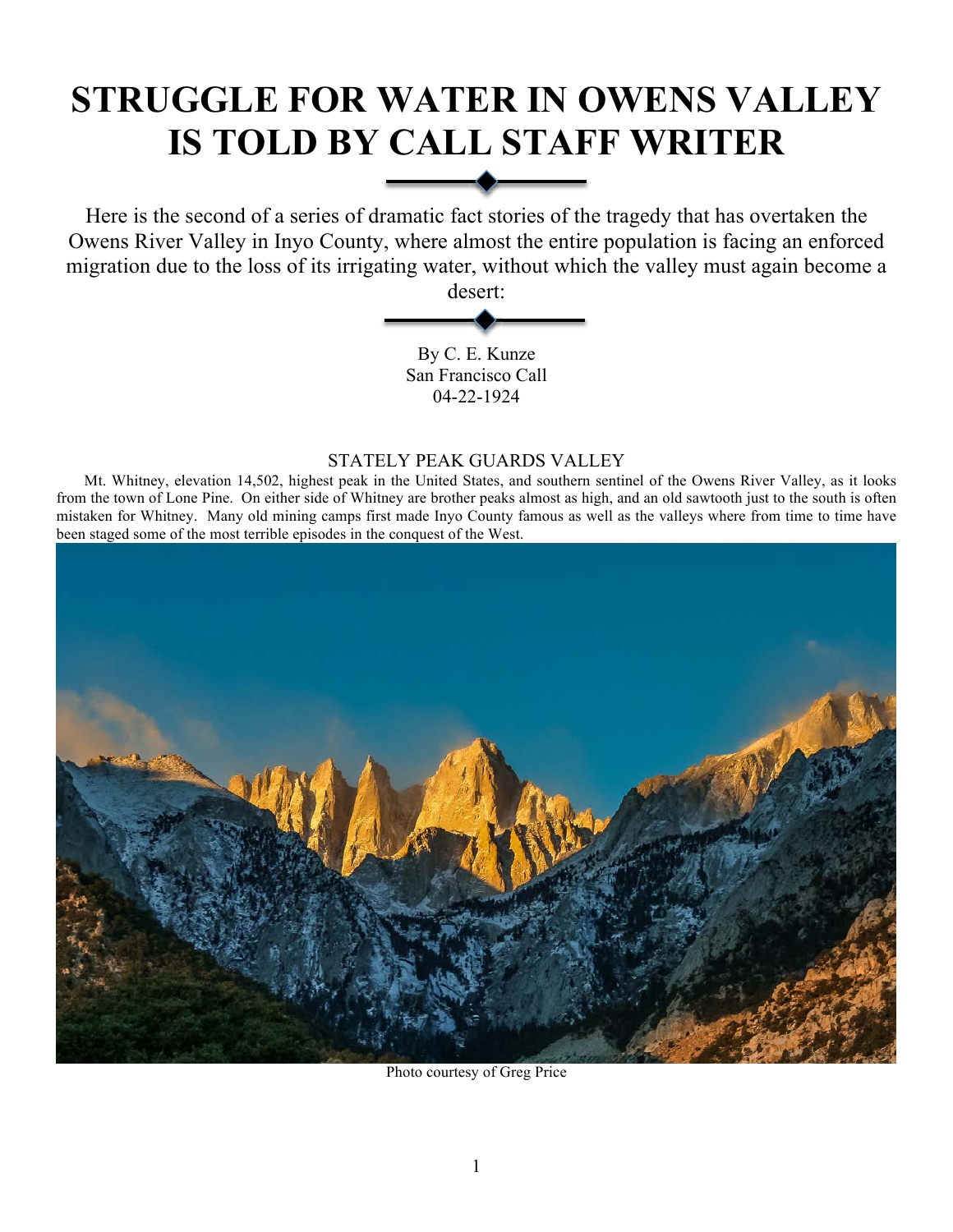# STRUGGLE FOR WATER IN OWENS VALLEY IS TOLD BY CALL STAFF WRITER

Here is the second of a series of dramatic fact stories of the tragedy that has overtaken the Owens River Valley in Inyo County, where almost the entire population is facing an enforced migration due to the loss of its irrigating water, without which the valley must again become a desert:

By C. E. Kunze
San Francisco Call
04-22-1924

STATELY PEAK GUARDS VALLEY

Mt. Whitney, elevation 14,502, highest peak in the United States, and southern sentinel of the Owens River Valley, as it looks from the town of Lone Pine. On either side of Whitney are brother peaks almost as high, and an old sawtooth just to the south is often mistaken for Whitney. Many old mining camps first made Inyo County famous as well as the valleys where from time to time have been staged some of the most terrible episodes in the conquest of the West.

Photo courtesy of Greg Price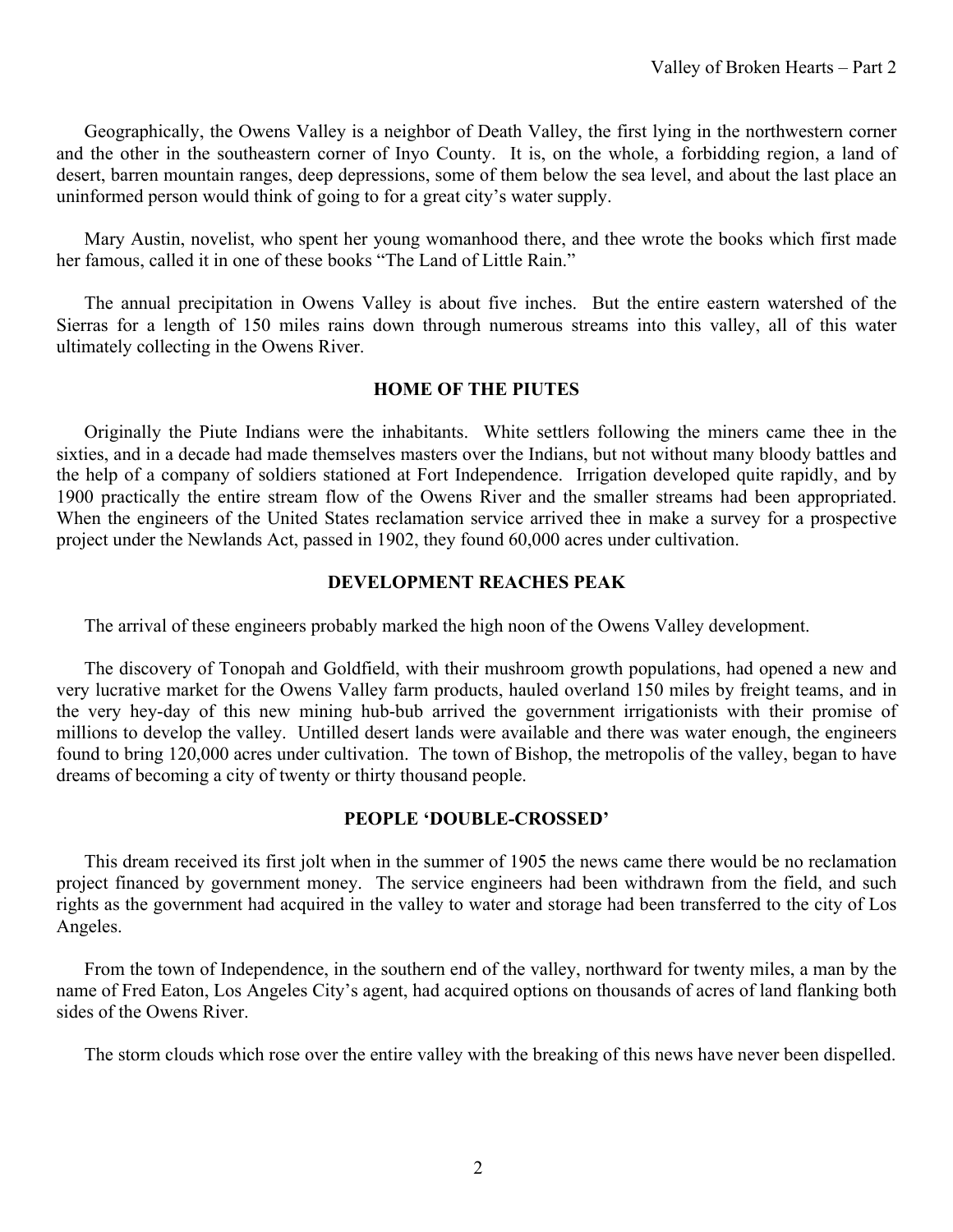Geographically, the Owens Valley is a neighbor of Death Valley, the first lying in the northwestern corner and the other in the southeastern corner of Inyo County. It is, on the whole, a forbidding region, a land of desert, barren mountain ranges, deep depressions, some of them below the sea level, and about the last place an uninformed person would think of going to for a great city's water supply.

Mary Austin, novelist, who spent her young womanhood there, and thee wrote the books which first made her famous, called it in one of these books "The Land of Little Rain."

The annual precipitation in Owens Valley is about five inches. But the entire eastern watershed of the Sierras for a length of 150 miles rains down through numerous streams into this valley, all of this water ultimately collecting in the Owens River.

## HOME OF THE PIUTES

Originally the Piute Indians were the inhabitants. White settlers following the miners came thee in the sixties, and in a decade had made themselves masters over the Indians, but not without many bloody battles and the help of a company of soldiers stationed at Fort Independence. Irrigation developed quite rapidly, and by 1900 practically the entire stream flow of the Owens River and the smaller streams had been appropriated. When the engineers of the United States reclamation service arrived thee in make a survey for a prospective project under the Newlands Act, passed in 1902, they found 60,000 acres under cultivation.

## DEVELOPMENT REACHES PEAK

The arrival of these engineers probably marked the high noon of the Owens Valley development.

The discovery of Tonopah and Goldfield, with their mushroom growth populations, had opened a new and very lucrative market for the Owens Valley farm products, hauled overland 150 miles by freight teams, and in the very hey-day of this new mining hub-bub arrived the government irrigationists with their promise of millions to develop the valley. Untilled desert lands were available and there was water enough, the engineers found to bring 120,000 acres under cultivation. The town of Bishop, the metropolis of the valley, began to have dreams of becoming a city of twenty or thirty thousand people.

## PEOPLE 'DOUBLE-CROSSED'

This dream received its first jolt when in the summer of 1905 the news came there would be no reclamation project financed by government money. The service engineers had been withdrawn from the field, and such rights as the government had acquired in the valley to water and storage had been transferred to the city of Los Angeles.

From the town of Independence, in the southern end of the valley, northward for twenty miles, a man by the name of Fred Eaton, Los Angeles City's agent, had acquired options on thousands of acres of land flanking both sides of the Owens River.

The storm clouds which rose over the entire valley with the breaking of this news have never been dispelled.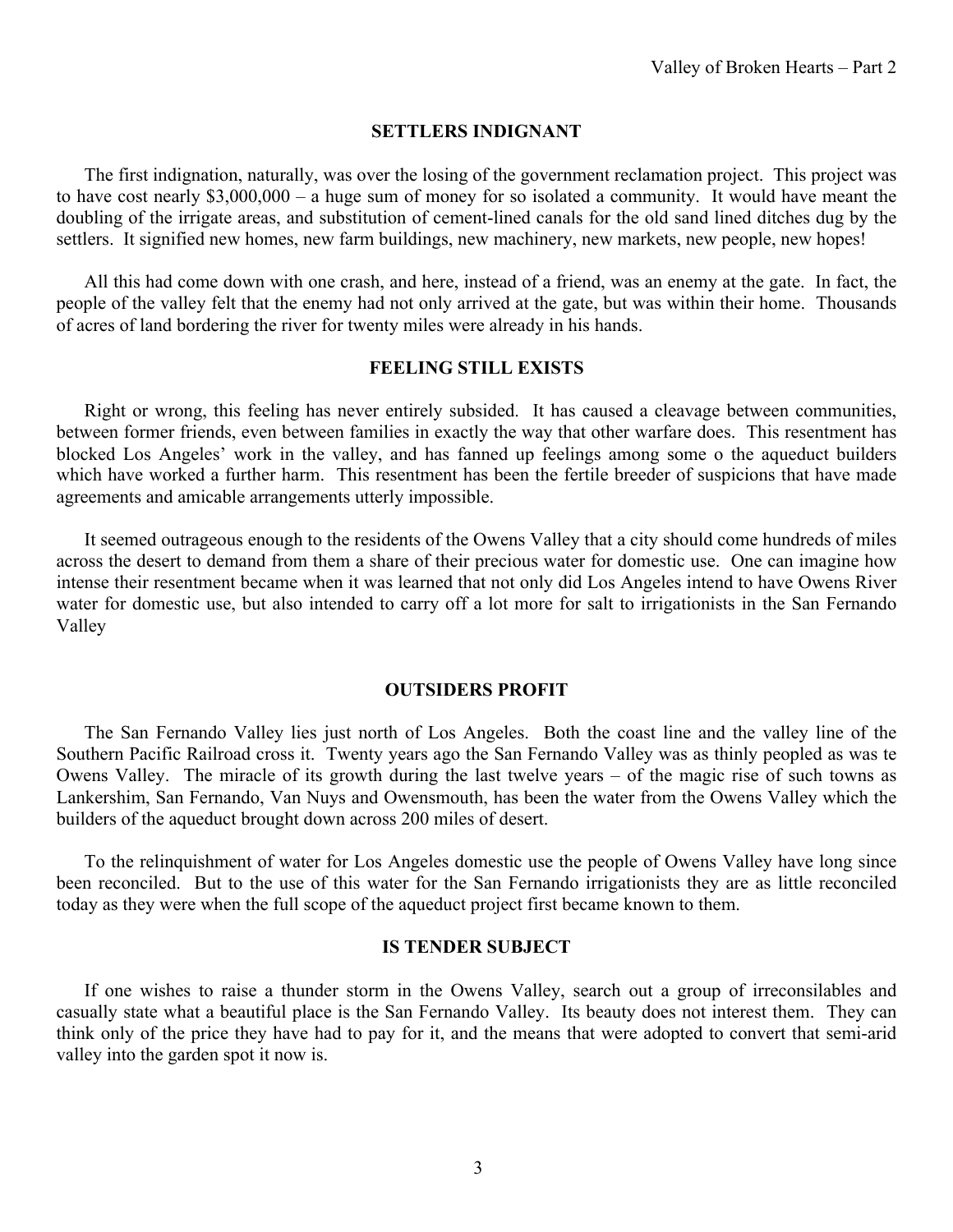## SETTLERS INDIGNANT

The first indignation, naturally, was over the losing of the government reclamation project. This project was to have cost nearly $3,000,000 – a huge sum of money for so isolated a community. It would have meant the doubling of the irrigate areas, and substitution of cement-lined canals for the old sand lined ditches dug by the settlers. It signified new homes, new farm buildings, new machinery, new markets, new people, new hopes!

All this had come down with one crash, and here, instead of a friend, was an enemy at the gate. In fact, the people of the valley felt that the enemy had not only arrived at the gate, but was within their home. Thousands of acres of land bordering the river for twenty miles were already in his hands.

## FEELING STILL EXISTS

Right or wrong, this feeling has never entirely subsided. It has caused a cleavage between communities, between former friends, even between families in exactly the way that other warfare does. This resentment has blocked Los Angeles' work in the valley, and has fanned up feelings among some o the aqueduct builders which have worked a further harm. This resentment has been the fertile breeder of suspicions that have made agreements and amicable arrangements utterly impossible.

It seemed outrageous enough to the residents of the Owens Valley that a city should come hundreds of miles across the desert to demand from them a share of their precious water for domestic use. One can imagine how intense their resentment became when it was learned that not only did Los Angeles intend to have Owens River water for domestic use, but also intended to carry off a lot more for salt to irrigationists in the San Fernando Valley

## OUTSIDERS PROFIT

The San Fernando Valley lies just north of Los Angeles. Both the coast line and the valley line of the Southern Pacific Railroad cross it. Twenty years ago the San Fernando Valley was as thinly peopled as was te Owens Valley. The miracle of its growth during the last twelve years – of the magic rise of such towns as Lankershim, San Fernando, Van Nuys and Owensmouth, has been the water from the Owens Valley which the builders of the aqueduct brought down across 200 miles of desert.

To the relinquishment of water for Los Angeles domestic use the people of Owens Valley have long since been reconciled. But to the use of this water for the San Fernando irrigationists they are as little reconciled today as they were when the full scope of the aqueduct project first became known to them.

## IS TENDER SUBJECT

If one wishes to raise a thunder storm in the Owens Valley, search out a group of irreconsilables and casually state what a beautiful place is the San Fernando Valley. Its beauty does not interest them. They can think only of the price they have had to pay for it, and the means that were adopted to convert that semi-arid valley into the garden spot it now is.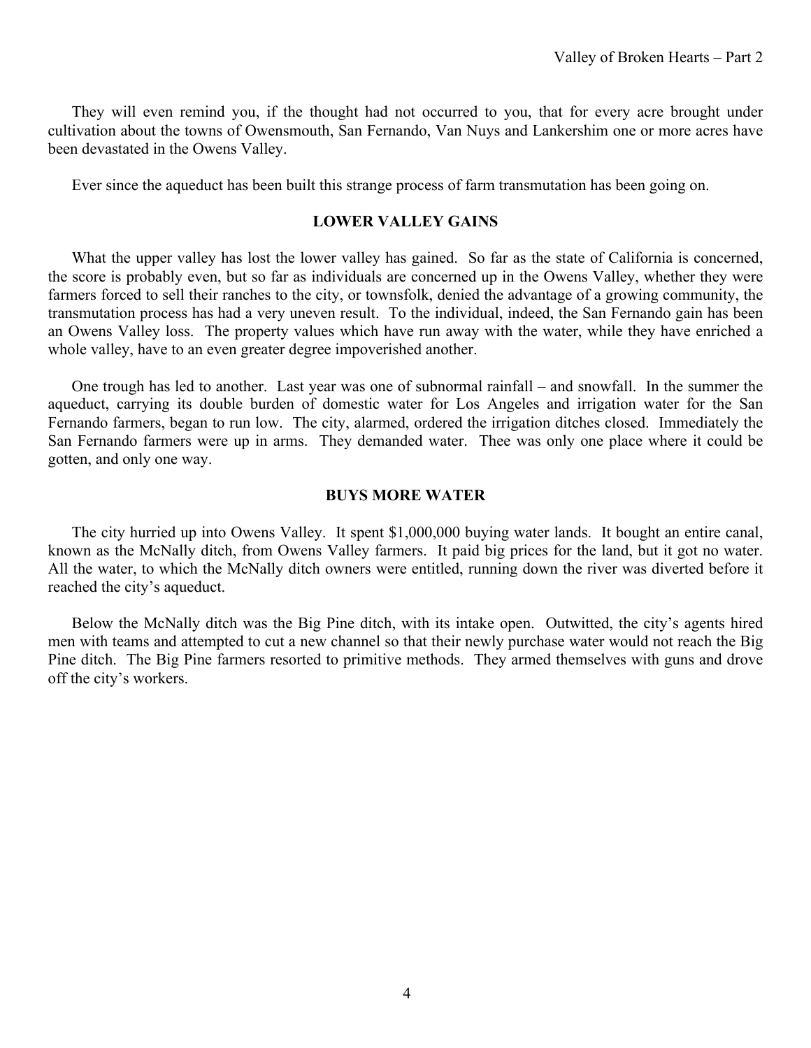They will even remind you, if the thought had not occurred to you, that for every acre brought under cultivation about the towns of Owensmouth, San Fernando, Van Nuys and Lankershim one or more acres have been devastated in the Owens Valley.

Ever since the aqueduct has been built this strange process of farm transmutation has been going on.

### LOWER VALLEY GAINS

What the upper valley has lost the lower valley has gained. So far as the state of California is concerned, the score is probably even, but so far as individuals are concerned up in the Owens Valley, whether they were farmers forced to sell their ranches to the city, or townsfolk, denied the advantage of a growing community, the transmutation process has had a very uneven result. To the individual, indeed, the San Fernando gain has been an Owens Valley loss. The property values which have run away with the water, while they have enriched a whole valley, have to an even greater degree impoverished another.

One trough has led to another. Last year was one of subnormal rainfall – and snowfall. In the summer the aqueduct, carrying its double burden of domestic water for Los Angeles and irrigation water for the San Fernando farmers, began to run low. The city, alarmed, ordered the irrigation ditches closed. Immediately the San Fernando farmers were up in arms. They demanded water. Thee was only one place where it could be gotten, and only one way.

### BUYS MORE WATER

The city hurried up into Owens Valley. It spent $1,000,000 buying water lands. It bought an entire canal, known as the McNally ditch, from Owens Valley farmers. It paid big prices for the land, but it got no water. All the water, to which the McNally ditch owners were entitled, running down the river was diverted before it reached the city's aqueduct.

Below the McNally ditch was the Big Pine ditch, with its intake open. Outwitted, the city's agents hired men with teams and attempted to cut a new channel so that their newly purchase water would not reach the Big Pine ditch. The Big Pine farmers resorted to primitive methods. They armed themselves with guns and drove off the city's workers.